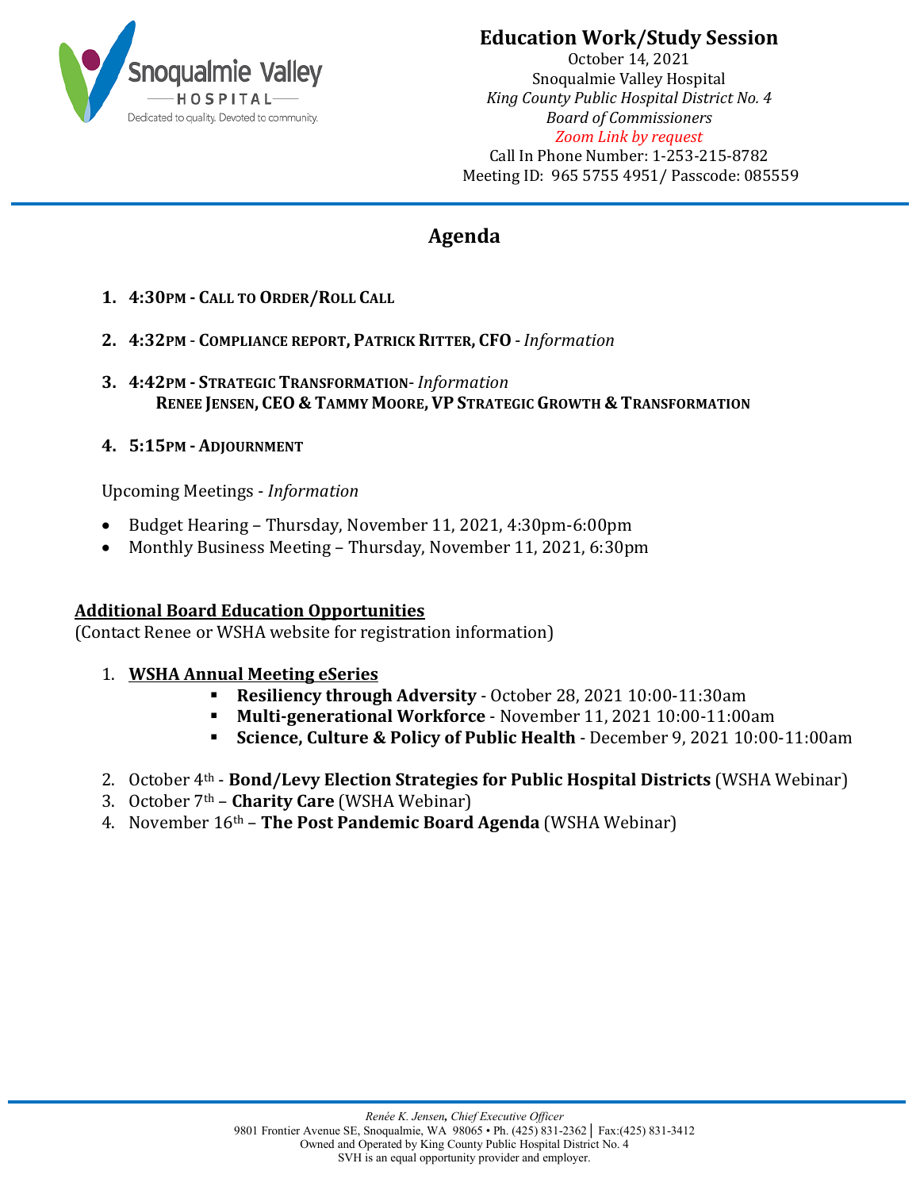# Education Work/Study Session

October 14, 2021
Snoqualmie Valley Hospital
*King County Public Hospital District No. 4*
*Board of Commissioners*
*Zoom Link by request*
Call In Phone Number: 1-253-215-8782
Meeting ID: 965 5755 4951/ Passcode: 085559

## Agenda

1. **4:30PM - CALL TO ORDER/ROLL CALL**
2. **4:32PM - COMPLIANCE REPORT, PATRICK RITTER, CFO** - *Information*
3. **4:42PM - STRATEGIC TRANSFORMATION**- *Information*
   **RENEE JENSEN, CEO & TAMMY MOORE, VP STRATEGIC GROWTH & TRANSFORMATION**
4. **5:15PM - ADJOURNMENT**

Upcoming Meetings - *Information*

- Budget Hearing – Thursday, November 11, 2021, 4:30pm-6:00pm
- Monthly Business Meeting – Thursday, November 11, 2021, 6:30pm

**Additional Board Education Opportunities**
(Contact Renee or WSHA website for registration information)

1. **WSHA Annual Meeting eSeries**
   - **Resiliency through Adversity** - October 28, 2021 10:00-11:30am
   - **Multi-generational Workforce** - November 11, 2021 10:00-11:00am
   - **Science, Culture & Policy of Public Health** - December 9, 2021 10:00-11:00am
2. October 4th - **Bond/Levy Election Strategies for Public Hospital Districts** (WSHA Webinar)
3. October 7th – **Charity Care** (WSHA Webinar)
4. November 16th – **The Post Pandemic Board Agenda** (WSHA Webinar)

*Renée K. Jensen, Chief Executive Officer*
9801 Frontier Avenue SE, Snoqualmie, WA 98065 • Ph. (425) 831-2362 | Fax:(425) 831-3412
Owned and Operated by King County Public Hospital District No. 4
SVH is an equal opportunity provider and employer.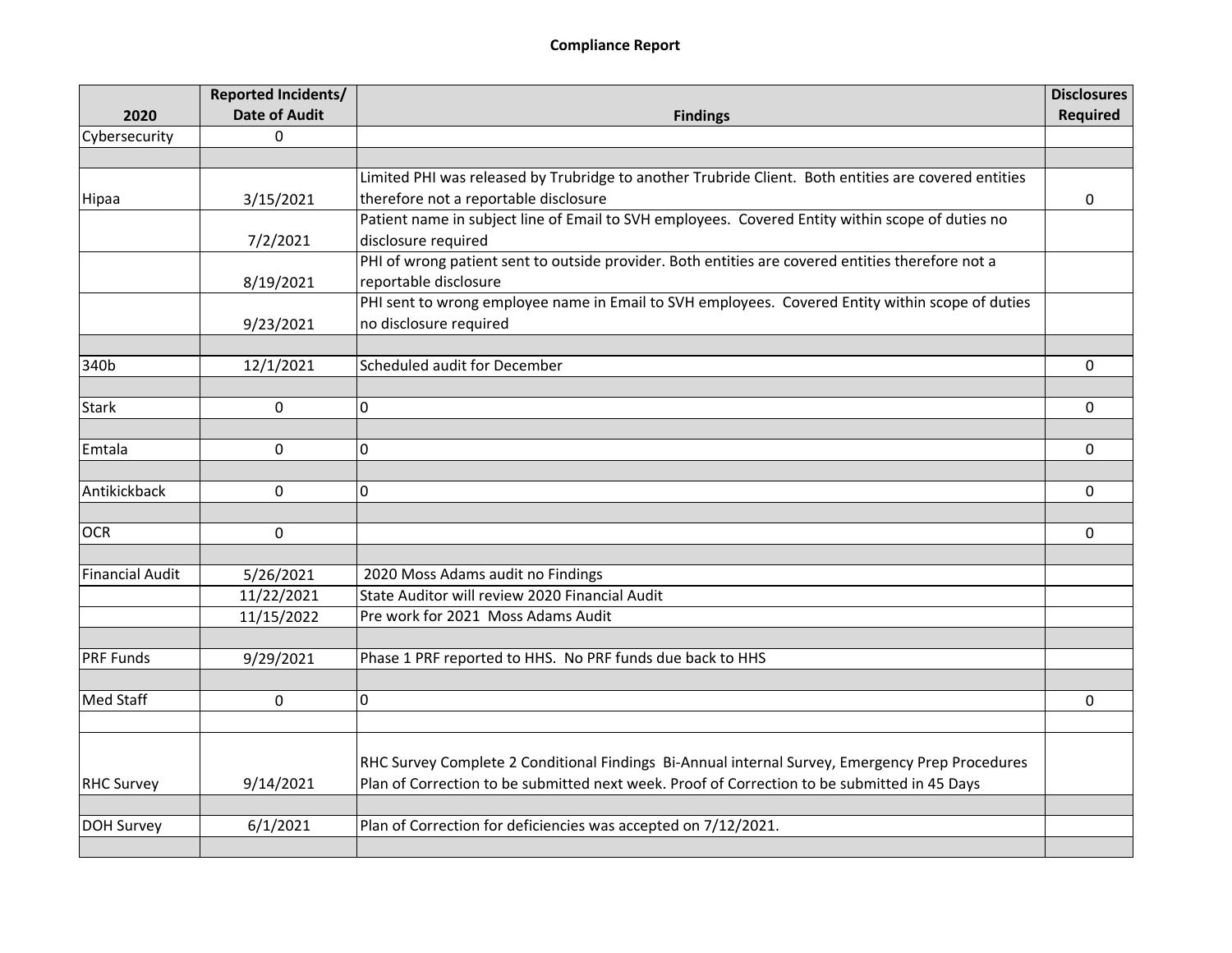**Compliance Report**

| 2020 | Reported Incidents/ Date of Audit | Findings | Disclosures Required |
|---|---|---|---|
| Cybersecurity | 0 | | |
| | | | |
| Hipaa | 3/15/2021 | Limited PHI was released by Trubridge to another Trubride Client. Both entities are covered entities therefore not a reportable disclosure | 0 |
| | 7/2/2021 | Patient name in subject line of Email to SVH employees. Covered Entity within scope of duties no disclosure required | |
| | 8/19/2021 | PHI of wrong patient sent to outside provider. Both entities are covered entities therefore not a reportable disclosure | |
| | 9/23/2021 | PHI sent to wrong employee name in Email to SVH employees. Covered Entity within scope of duties no disclosure required | |
| | | | |
| 340b | 12/1/2021 | Scheduled audit for December | 0 |
| | | | |
| Stark | 0 | 0 | 0 |
| | | | |
| Emtala | 0 | 0 | 0 |
| | | | |
| Antikickback | 0 | 0 | 0 |
| | | | |
| OCR | 0 | | 0 |
| | | | |
| Financial Audit | 5/26/2021 | 2020 Moss Adams audit no Findings | |
| | 11/22/2021 | State Auditor will review 2020 Financial Audit | |
| | 11/15/2022 | Pre work for 2021 Moss Adams Audit | |
| | | | |
| PRF Funds | 9/29/2021 | Phase 1 PRF reported to HHS. No PRF funds due back to HHS | |
| | | | |
| Med Staff | 0 | 0 | 0 |
| | | | |
| RHC Survey | 9/14/2021 | RHC Survey Complete 2 Conditional Findings Bi-Annual internal Survey, Emergency Prep Procedures Plan of Correction to be submitted next week. Proof of Correction to be submitted in 45 Days | |
| | | | |
| DOH Survey | 6/1/2021 | Plan of Correction for deficiencies was accepted on 7/12/2021. | |
| | | | |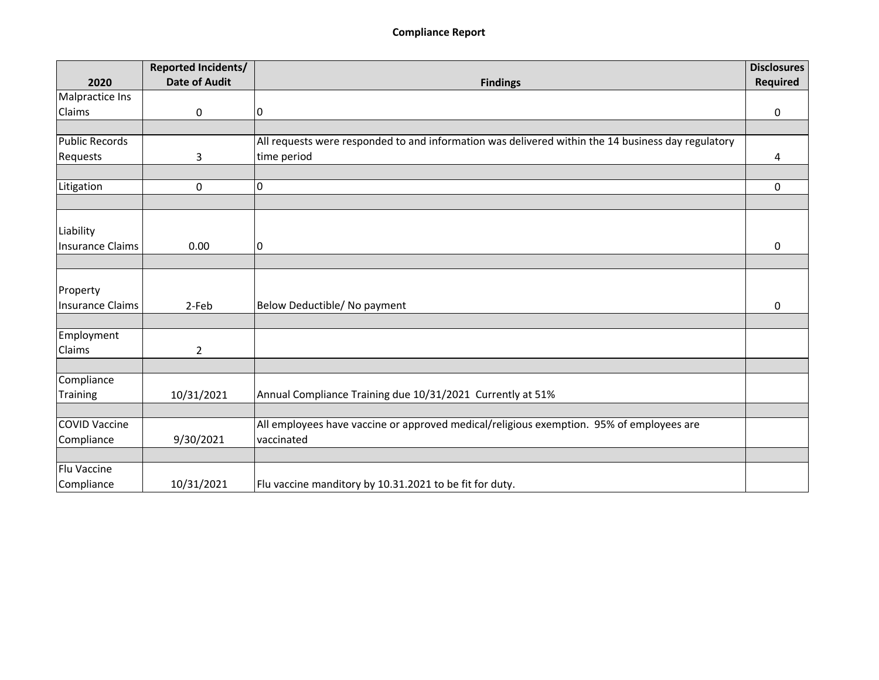**Compliance Report**

| 2020 | Reported Incidents/ Date of Audit | Findings | Disclosures Required |
|---|---|---|---|
| Malpractice Ins Claims | 0 | 0 | 0 |
| | | | |
| Public Records Requests | 3 | All requests were responded to and information was delivered within the 14 business day regulatory time period | 4 |
| | | | |
| Litigation | 0 | 0 | 0 |
| | | | |
| Liability Insurance Claims | 0.00 | 0 | 0 |
| | | | |
| Property Insurance Claims | 2-Feb | Below Deductible/ No payment | 0 |
| | | | |
| Employment Claims | 2 | | |
| | | | |
| Compliance Training | 10/31/2021 | Annual Compliance Training due 10/31/2021 Currently at 51% | |
| | | | |
| COVID Vaccine Compliance | 9/30/2021 | All employees have vaccine or approved medical/religious exemption. 95% of employees are vaccinated | |
| | | | |
| Flu Vaccine Compliance | 10/31/2021 | Flu vaccine manditory by 10.31.2021 to be fit for duty. | |